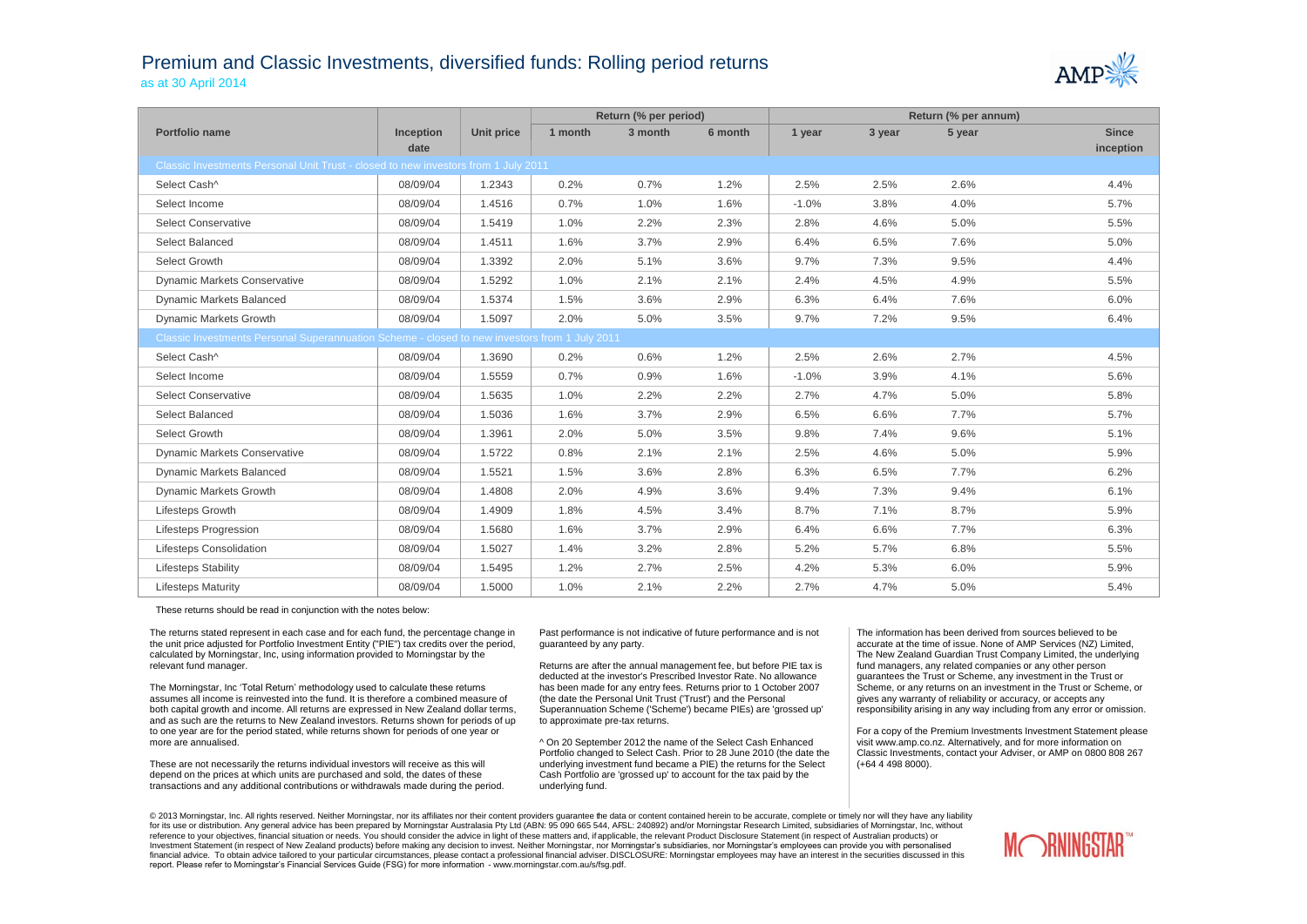# Premium and Classic Investments, diversified funds: Rolling period returns

as at 30 April 2014

| Portfolio name | Inception date | Unit price | Return (% per period) | | | Return (% per annum) | | | |
|---|---|---|---|---|---|---|---|---|---|
| | | | 1 month | 3 month | 6 month | 1 year | 3 year | 5 year | Since inception |
| **Classic Investments Personal Unit Trust - closed to new investors from 1 July 2011** | | | | | | | | | |
| Select Cash^ | 08/09/04 | 1.2343 | 0.2% | 0.7% | 1.2% | 2.5% | 2.5% | 2.6% | 4.4% |
| Select Income | 08/09/04 | 1.4516 | 0.7% | 1.0% | 1.6% | -1.0% | 3.8% | 4.0% | 5.7% |
| Select Conservative | 08/09/04 | 1.5419 | 1.0% | 2.2% | 2.3% | 2.8% | 4.6% | 5.0% | 5.5% |
| Select Balanced | 08/09/04 | 1.4511 | 1.6% | 3.7% | 2.9% | 6.4% | 6.5% | 7.6% | 5.0% |
| Select Growth | 08/09/04 | 1.3392 | 2.0% | 5.1% | 3.6% | 9.7% | 7.3% | 9.5% | 4.4% |
| Dynamic Markets Conservative | 08/09/04 | 1.5292 | 1.0% | 2.1% | 2.1% | 2.4% | 4.5% | 4.9% | 5.5% |
| Dynamic Markets Balanced | 08/09/04 | 1.5374 | 1.5% | 3.6% | 2.9% | 6.3% | 6.4% | 7.6% | 6.0% |
| Dynamic Markets Growth | 08/09/04 | 1.5097 | 2.0% | 5.0% | 3.5% | 9.7% | 7.2% | 9.5% | 6.4% |
| **Classic Investments Personal Superannuation Scheme - closed to new investors from 1 July 2011** | | | | | | | | | |
| Select Cash^ | 08/09/04 | 1.3690 | 0.2% | 0.6% | 1.2% | 2.5% | 2.6% | 2.7% | 4.5% |
| Select Income | 08/09/04 | 1.5559 | 0.7% | 0.9% | 1.6% | -1.0% | 3.9% | 4.1% | 5.6% |
| Select Conservative | 08/09/04 | 1.5635 | 1.0% | 2.2% | 2.2% | 2.7% | 4.7% | 5.0% | 5.8% |
| Select Balanced | 08/09/04 | 1.5036 | 1.6% | 3.7% | 2.9% | 6.5% | 6.6% | 7.7% | 5.7% |
| Select Growth | 08/09/04 | 1.3961 | 2.0% | 5.0% | 3.5% | 9.8% | 7.4% | 9.6% | 5.1% |
| Dynamic Markets Conservative | 08/09/04 | 1.5722 | 0.8% | 2.1% | 2.1% | 2.5% | 4.6% | 5.0% | 5.9% |
| Dynamic Markets Balanced | 08/09/04 | 1.5521 | 1.5% | 3.6% | 2.8% | 6.3% | 6.5% | 7.7% | 6.2% |
| Dynamic Markets Growth | 08/09/04 | 1.4808 | 2.0% | 4.9% | 3.6% | 9.4% | 7.3% | 9.4% | 6.1% |
| Lifesteps Growth | 08/09/04 | 1.4909 | 1.8% | 4.5% | 3.4% | 8.7% | 7.1% | 8.7% | 5.9% |
| Lifesteps Progression | 08/09/04 | 1.5680 | 1.6% | 3.7% | 2.9% | 6.4% | 6.6% | 7.7% | 6.3% |
| Lifesteps Consolidation | 08/09/04 | 1.5027 | 1.4% | 3.2% | 2.8% | 5.2% | 5.7% | 6.8% | 5.5% |
| Lifesteps Stability | 08/09/04 | 1.5495 | 1.2% | 2.7% | 2.5% | 4.2% | 5.3% | 6.0% | 5.9% |
| Lifesteps Maturity | 08/09/04 | 1.5000 | 1.0% | 2.1% | 2.2% | 2.7% | 4.7% | 5.0% | 5.4% |

These returns should be read in conjunction with the notes below:

The returns stated represent in each case and for each fund, the percentage change in the unit price adjusted for Portfolio Investment Entity ("PIE") tax credits over the period, calculated by Morningstar, Inc, using information provided to Morningstar by the relevant fund manager.

The Morningstar, Inc 'Total Return' methodology used to calculate these returns assumes all income is reinvested into the fund. It is therefore a combined measure of both capital growth and income. All returns are expressed in New Zealand dollar terms, and as such are the returns to New Zealand investors. Returns shown for periods of up to one year are for the period stated, while returns shown for periods of one year or more are annualised.

These are not necessarily the returns individual investors will receive as this will depend on the prices at which units are purchased and sold, the dates of these transactions and any additional contributions or withdrawals made during the period.

Past performance is not indicative of future performance and is not guaranteed by any party.

Returns are after the annual management fee, but before PIE tax is deducted at the investor's Prescribed Investor Rate. No allowance has been made for any entry fees. Returns prior to 1 October 2007 (the date the Personal Unit Trust ('Trust') and the Personal Superannuation Scheme ('Scheme') became PIEs) are 'grossed up' to approximate pre-tax returns.

^ On 20 September 2012 the name of the Select Cash Enhanced Portfolio changed to Select Cash. Prior to 28 June 2010 (the date the underlying investment fund became a PIE) the returns for the Select Cash Portfolio are 'grossed up' to account for the tax paid by the underlying fund.

The information has been derived from sources believed to be accurate at the time of issue. None of AMP Services (NZ) Limited, The New Zealand Guardian Trust Company Limited, the underlying fund managers, any related companies or any other person guarantees the Trust or Scheme, any investment in the Trust or Scheme, or any returns on an investment in the Trust or Scheme, or gives any warranty of reliability or accuracy, or accepts any responsibility arising in any way including from any error or omission.

For a copy of the Premium Investments Investment Statement please visit www.amp.co.nz. Alternatively, and for more information on Classic Investments, contact your Adviser, or AMP on 0800 808 267 (+64 4 498 8000).

© 2013 Morningstar, Inc. All rights reserved. Neither Morningstar, nor its affiliates nor their content providers guarantee the data or content contained herein to be accurate, complete or timely nor will they have any liability for its use or distribution. Any general advice has been prepared by Morningstar Australasia Pty Ltd (ABN: 95 090 665 544, AFSL: 240892) and/or Morningstar Research Limited, subsidiaries of Morningstar, Inc, without reference to your objectives, financial situation or needs. You should consider the advice in light of these matters and, if applicable, the relevant Product Disclosure Statement (in respect of Australian products) or Investment Statement (in respect of New Zealand products) before making any decision to invest. Neither Morningstar, nor Morningstar's subsidiaries, nor Morningstar's employees can provide you with personalised financial advice. To obtain advice tailored to your particular circumstances, please contact a professional financial adviser. DISCLOSURE: Morningstar employees may have an interest in the securities discussed in this report. Please refer to Morningstar's Financial Services Guide (FSG) for more information - www.morningstar.com.au/s/fsg.pdf.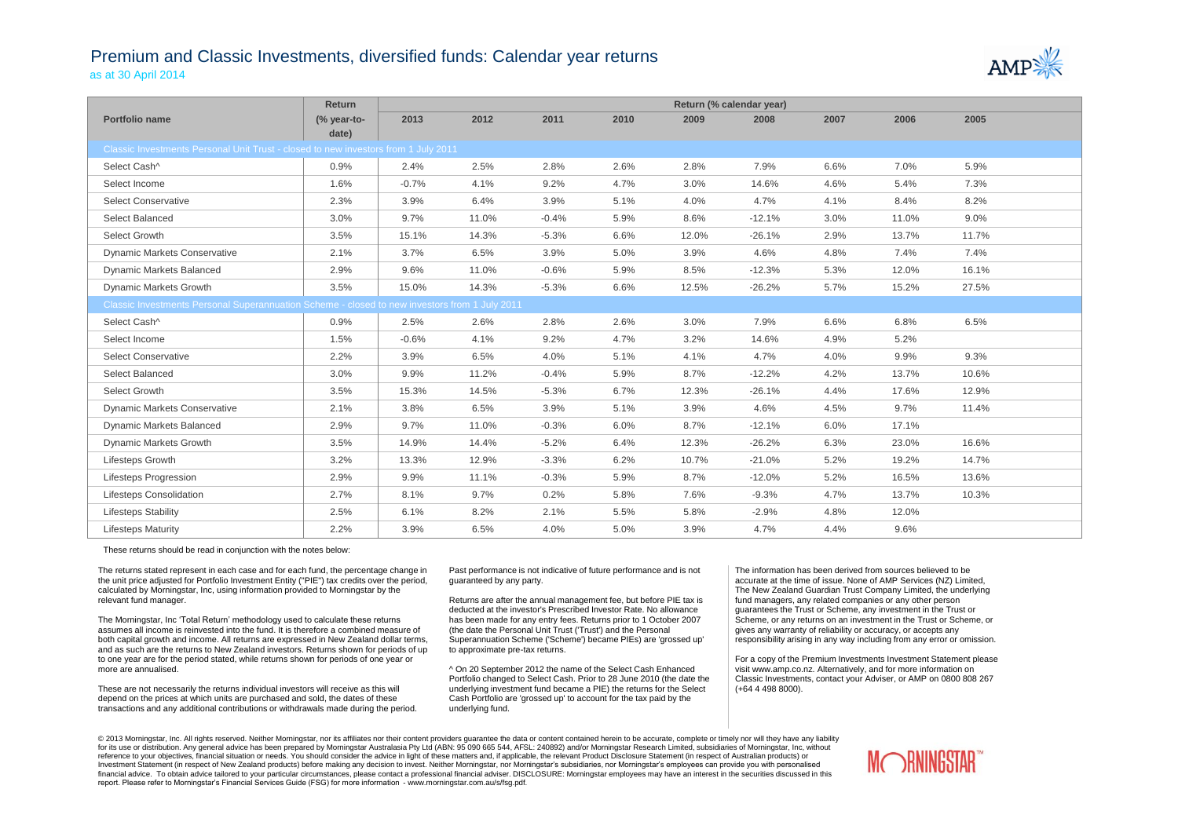# Premium and Classic Investments, diversified funds: Calendar year returns

as at 30 April 2014

| Portfolio name | Return (% year-to-date) | Return (% calendar year) | | | | | | | | |
|---|---|---|---|---|---|---|---|---|---|---|
| | | 2013 | 2012 | 2011 | 2010 | 2009 | 2008 | 2007 | 2006 | 2005 |
| **Classic Investments Personal Unit Trust - closed to new investors from 1 July 2011** | | | | | | | | | | |
| Select Cash^ | 0.9% | 2.4% | 2.5% | 2.8% | 2.6% | 2.8% | 7.9% | 6.6% | 7.0% | 5.9% |
| Select Income | 1.6% | -0.7% | 4.1% | 9.2% | 4.7% | 3.0% | 14.6% | 4.6% | 5.4% | 7.3% |
| Select Conservative | 2.3% | 3.9% | 6.4% | 3.9% | 5.1% | 4.0% | 4.7% | 4.1% | 8.4% | 8.2% |
| Select Balanced | 3.0% | 9.7% | 11.0% | -0.4% | 5.9% | 8.6% | -12.1% | 3.0% | 11.0% | 9.0% |
| Select Growth | 3.5% | 15.1% | 14.3% | -5.3% | 6.6% | 12.0% | -26.1% | 2.9% | 13.7% | 11.7% |
| Dynamic Markets Conservative | 2.1% | 3.7% | 6.5% | 3.9% | 5.0% | 3.9% | 4.6% | 4.8% | 7.4% | 7.4% |
| Dynamic Markets Balanced | 2.9% | 9.6% | 11.0% | -0.6% | 5.9% | 8.5% | -12.3% | 5.3% | 12.0% | 16.1% |
| Dynamic Markets Growth | 3.5% | 15.0% | 14.3% | -5.3% | 6.6% | 12.5% | -26.2% | 5.7% | 15.2% | 27.5% |
| **Classic Investments Personal Superannuation Scheme - closed to new investors from 1 July 2011** | | | | | | | | | | |
| Select Cash^ | 0.9% | 2.5% | 2.6% | 2.8% | 2.6% | 3.0% | 7.9% | 6.6% | 6.8% | 6.5% |
| Select Income | 1.5% | -0.6% | 4.1% | 9.2% | 4.7% | 3.2% | 14.6% | 4.9% | 5.2% | |
| Select Conservative | 2.2% | 3.9% | 6.5% | 4.0% | 5.1% | 4.1% | 4.7% | 4.0% | 9.9% | 9.3% |
| Select Balanced | 3.0% | 9.9% | 11.2% | -0.4% | 5.9% | 8.7% | -12.2% | 4.2% | 13.7% | 10.6% |
| Select Growth | 3.5% | 15.3% | 14.5% | -5.3% | 6.7% | 12.3% | -26.1% | 4.4% | 17.6% | 12.9% |
| Dynamic Markets Conservative | 2.1% | 3.8% | 6.5% | 3.9% | 5.1% | 3.9% | 4.6% | 4.5% | 9.7% | 11.4% |
| Dynamic Markets Balanced | 2.9% | 9.7% | 11.0% | -0.3% | 6.0% | 8.7% | -12.1% | 6.0% | 17.1% | |
| Dynamic Markets Growth | 3.5% | 14.9% | 14.4% | -5.2% | 6.4% | 12.3% | -26.2% | 6.3% | 23.0% | 16.6% |
| Lifesteps Growth | 3.2% | 13.3% | 12.9% | -3.3% | 6.2% | 10.7% | -21.0% | 5.2% | 19.2% | 14.7% |
| Lifesteps Progression | 2.9% | 9.9% | 11.1% | -0.3% | 5.9% | 8.7% | -12.0% | 5.2% | 16.5% | 13.6% |
| Lifesteps Consolidation | 2.7% | 8.1% | 9.7% | 0.2% | 5.8% | 7.6% | -9.3% | 4.7% | 13.7% | 10.3% |
| Lifesteps Stability | 2.5% | 6.1% | 8.2% | 2.1% | 5.5% | 5.8% | -2.9% | 4.8% | 12.0% | |
| Lifesteps Maturity | 2.2% | 3.9% | 6.5% | 4.0% | 5.0% | 3.9% | 4.7% | 4.4% | 9.6% | |

These returns should be read in conjunction with the notes below:

The returns stated represent in each case and for each fund, the percentage change in the unit price adjusted for Portfolio Investment Entity ("PIE") tax credits over the period, calculated by Morningstar, Inc, using information provided to Morningstar by the relevant fund manager.

The Morningstar, Inc 'Total Return' methodology used to calculate these returns assumes all income is reinvested into the fund. It is therefore a combined measure of both capital growth and income. All returns are expressed in New Zealand dollar terms, and as such are the returns to New Zealand investors. Returns shown for periods of up to one year are for the period stated, while returns shown for periods of one year or more are annualised.

These are not necessarily the returns individual investors will receive as this will depend on the prices at which units are purchased and sold, the dates of these transactions and any additional contributions or withdrawals made during the period.

Past performance is not indicative of future performance and is not guaranteed by any party.

Returns are after the annual management fee, but before PIE tax is deducted at the investor's Prescribed Investor Rate. No allowance has been made for any entry fees. Returns prior to 1 October 2007 (the date the Personal Unit Trust ('Trust') and the Personal Superannuation Scheme ('Scheme') became PIEs) are 'grossed up' to approximate pre-tax returns.

^ On 20 September 2012 the name of the Select Cash Enhanced Portfolio changed to Select Cash. Prior to 28 June 2010 (the date the underlying investment fund became a PIE) the returns for the Select Cash Portfolio are 'grossed up' to account for the tax paid by the underlying fund.

The information has been derived from sources believed to be accurate at the time of issue. None of AMP Services (NZ) Limited, The New Zealand Guardian Trust Company Limited, the underlying fund managers, any related companies or any other person guarantees the Trust or Scheme, any investment in the Trust or Scheme, or any returns on an investment in the Trust or Scheme, or gives any warranty of reliability or accuracy, or accepts any responsibility arising in any way including from any error or omission.

For a copy of the Premium Investments Investment Statement please visit www.amp.co.nz. Alternatively, and for more information on Classic Investments, contact your Adviser, or AMP on 0800 808 267 (+64 4 498 8000).

© 2013 Morningstar, Inc. All rights reserved. Neither Morningstar, nor its affiliates nor their content providers guarantee the data or content contained herein to be accurate, complete or timely nor will they have any liability for its use or distribution. Any general advice has been prepared by Morningstar Australasia Pty Ltd (ABN: 95 090 665 544, AFSL: 240892) and/or Morningstar Research Limited, subsidiaries of Morningstar, Inc, without reference to your objectives, financial situation or needs. You should consider the advice in light of these matters and, if applicable, the relevant Product Disclosure Statement (in respect of Australian products) or Investment Statement (in respect of New Zealand products) before making any decision to invest. Neither Morningstar, nor Morningstar's subsidiaries, nor Morningstar's employees can provide you with personalised financial advice. To obtain advice tailored to your particular circumstances, please contact a professional financial adviser. DISCLOSURE: Morningstar employees may have an interest in the securities discussed in this report. Please refer to Morningstar's Financial Services Guide (FSG) for more information - www.morningstar.com.au/s/fsg.pdf.